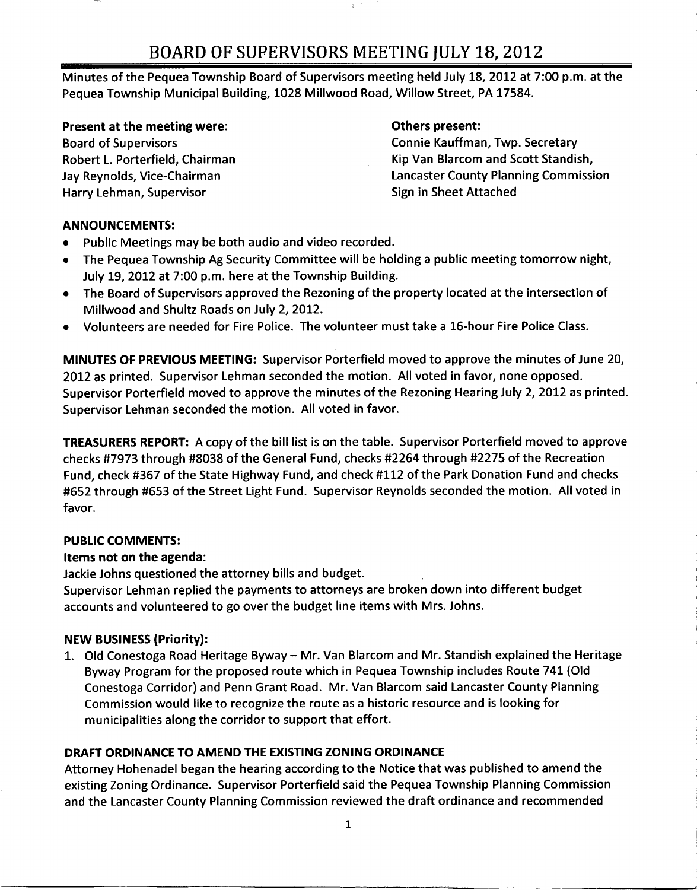# BOARD OF SUPERVISORS MEETING JULY 18, 2012

Minutes of the Pequea Township Board of Supervisors meeting held July 18, 2012 at 7:00 p.m. at the Pequea Township Municipal Building, 1028 Millwood Road, Willow Street, PA 17584.

**Present at the meeting were:**
Board of Supervisors
Robert L. Porterfield, Chairman
Jay Reynolds, Vice-Chairman
Harry Lehman, Supervisor

**Others present:**
Connie Kauffman, Twp. Secretary
Kip Van Blarcom and Scott Standish,
Lancaster County Planning Commission
Sign in Sheet Attached

**ANNOUNCEMENTS:**

- Public Meetings may be both audio and video recorded.
- The Pequea Township Ag Security Committee will be holding a public meeting tomorrow night, July 19, 2012 at 7:00 p.m. here at the Township Building.
- The Board of Supervisors approved the Rezoning of the property located at the intersection of Millwood and Shultz Roads on July 2, 2012.
- Volunteers are needed for Fire Police. The volunteer must take a 16-hour Fire Police Class.

**MINUTES OF PREVIOUS MEETING:** Supervisor Porterfield moved to approve the minutes of June 20, 2012 as printed. Supervisor Lehman seconded the motion. All voted in favor, none opposed. Supervisor Porterfield moved to approve the minutes of the Rezoning Hearing July 2, 2012 as printed. Supervisor Lehman seconded the motion. All voted in favor.

**TREASURERS REPORT:** A copy of the bill list is on the table. Supervisor Porterfield moved to approve checks #7973 through #8038 of the General Fund, checks #2264 through #2275 of the Recreation Fund, check #367 of the State Highway Fund, and check #112 of the Park Donation Fund and checks #652 through #653 of the Street Light Fund. Supervisor Reynolds seconded the motion. All voted in favor.

**PUBLIC COMMENTS:**

**Items not on the agenda:**

Jackie Johns questioned the attorney bills and budget.
Supervisor Lehman replied the payments to attorneys are broken down into different budget accounts and volunteered to go over the budget line items with Mrs. Johns.

**NEW BUSINESS (Priority):**

1. Old Conestoga Road Heritage Byway – Mr. Van Blarcom and Mr. Standish explained the Heritage Byway Program for the proposed route which in Pequea Township includes Route 741 (Old Conestoga Corridor) and Penn Grant Road. Mr. Van Blarcom said Lancaster County Planning Commission would like to recognize the route as a historic resource and is looking for municipalities along the corridor to support that effort.

**DRAFT ORDINANCE TO AMEND THE EXISTING ZONING ORDINANCE**

Attorney Hohenadel began the hearing according to the Notice that was published to amend the existing Zoning Ordinance. Supervisor Porterfield said the Pequea Township Planning Commission and the Lancaster County Planning Commission reviewed the draft ordinance and recommended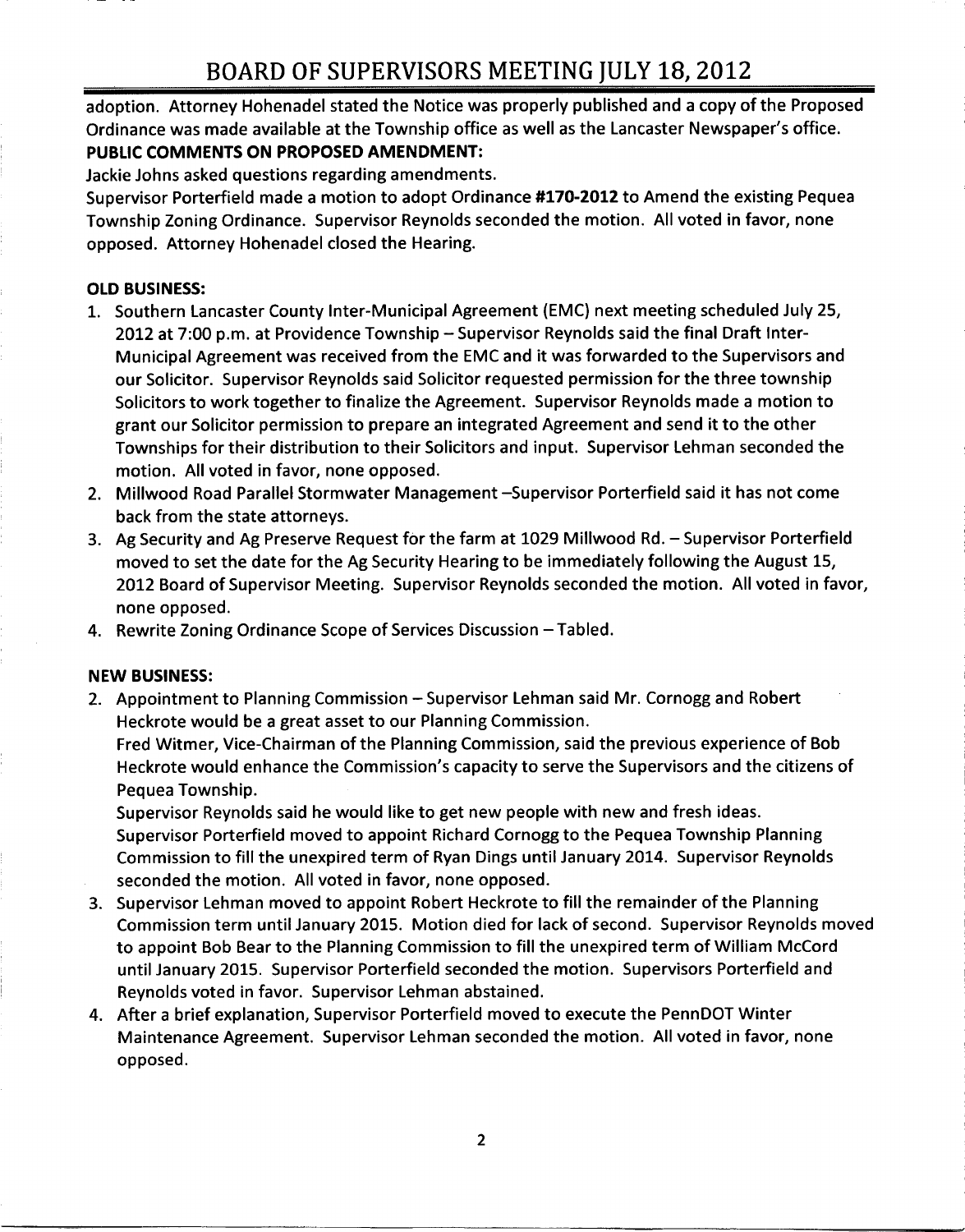adoption. Attorney Hohenadel stated the Notice was properly published and a copy of the Proposed Ordinance was made available at the Township office as well as the Lancaster Newspaper's office.

**PUBLIC COMMENTS ON PROPOSED AMENDMENT:**

Jackie Johns asked questions regarding amendments.

Supervisor Porterfield made a motion to adopt Ordinance **#170-2012** to Amend the existing Pequea Township Zoning Ordinance. Supervisor Reynolds seconded the motion. All voted in favor, none opposed. Attorney Hohenadel closed the Hearing.

**OLD BUSINESS:**

1. Southern Lancaster County Inter-Municipal Agreement (EMC) next meeting scheduled July 25, 2012 at 7:00 p.m. at Providence Township – Supervisor Reynolds said the final Draft Inter-Municipal Agreement was received from the EMC and it was forwarded to the Supervisors and our Solicitor. Supervisor Reynolds said Solicitor requested permission for the three township Solicitors to work together to finalize the Agreement. Supervisor Reynolds made a motion to grant our Solicitor permission to prepare an integrated Agreement and send it to the other Townships for their distribution to their Solicitors and input. Supervisor Lehman seconded the motion. All voted in favor, none opposed.
2. Millwood Road Parallel Stormwater Management –Supervisor Porterfield said it has not come back from the state attorneys.
3. Ag Security and Ag Preserve Request for the farm at 1029 Millwood Rd. – Supervisor Porterfield moved to set the date for the Ag Security Hearing to be immediately following the August 15, 2012 Board of Supervisor Meeting. Supervisor Reynolds seconded the motion. All voted in favor, none opposed.
4. Rewrite Zoning Ordinance Scope of Services Discussion – Tabled.

**NEW BUSINESS:**

2. Appointment to Planning Commission – Supervisor Lehman said Mr. Cornogg and Robert Heckrote would be a great asset to our Planning Commission.
   Fred Witmer, Vice-Chairman of the Planning Commission, said the previous experience of Bob Heckrote would enhance the Commission's capacity to serve the Supervisors and the citizens of Pequea Township.
   Supervisor Reynolds said he would like to get new people with new and fresh ideas.
   Supervisor Porterfield moved to appoint Richard Cornogg to the Pequea Township Planning Commission to fill the unexpired term of Ryan Dings until January 2014. Supervisor Reynolds seconded the motion. All voted in favor, none opposed.
3. Supervisor Lehman moved to appoint Robert Heckrote to fill the remainder of the Planning Commission term until January 2015. Motion died for lack of second. Supervisor Reynolds moved to appoint Bob Bear to the Planning Commission to fill the unexpired term of William McCord until January 2015. Supervisor Porterfield seconded the motion. Supervisors Porterfield and Reynolds voted in favor. Supervisor Lehman abstained.
4. After a brief explanation, Supervisor Porterfield moved to execute the PennDOT Winter Maintenance Agreement. Supervisor Lehman seconded the motion. All voted in favor, none opposed.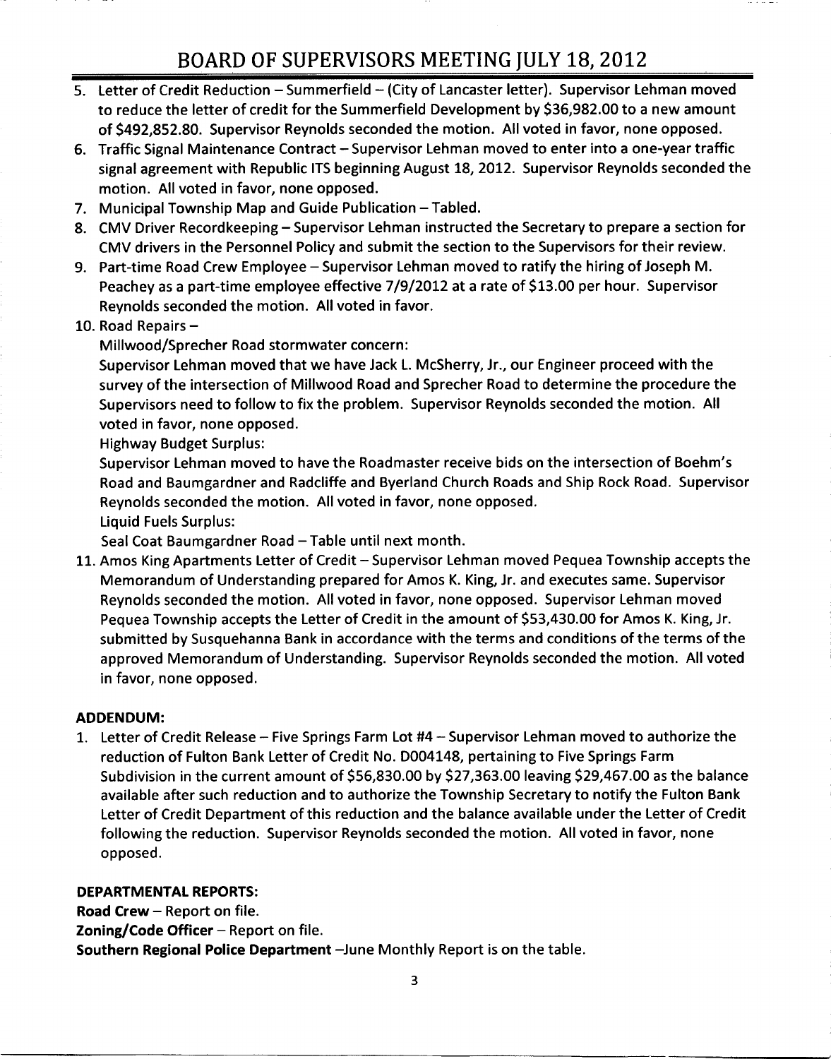# BOARD OF SUPERVISORS MEETING JULY 18, 2012

5. Letter of Credit Reduction – Summerfield – (City of Lancaster letter). Supervisor Lehman moved to reduce the letter of credit for the Summerfield Development by $36,982.00 to a new amount of $492,852.80. Supervisor Reynolds seconded the motion. All voted in favor, none opposed.
6. Traffic Signal Maintenance Contract – Supervisor Lehman moved to enter into a one-year traffic signal agreement with Republic ITS beginning August 18, 2012. Supervisor Reynolds seconded the motion. All voted in favor, none opposed.
7. Municipal Township Map and Guide Publication – Tabled.
8. CMV Driver Recordkeeping – Supervisor Lehman instructed the Secretary to prepare a section for CMV drivers in the Personnel Policy and submit the section to the Supervisors for their review.
9. Part-time Road Crew Employee – Supervisor Lehman moved to ratify the hiring of Joseph M. Peachey as a part-time employee effective 7/9/2012 at a rate of $13.00 per hour. Supervisor Reynolds seconded the motion. All voted in favor.
10. Road Repairs –

    Millwood/Sprecher Road stormwater concern:

    Supervisor Lehman moved that we have Jack L. McSherry, Jr., our Engineer proceed with the survey of the intersection of Millwood Road and Sprecher Road to determine the procedure the Supervisors need to follow to fix the problem. Supervisor Reynolds seconded the motion. All voted in favor, none opposed.

    Highway Budget Surplus:

    Supervisor Lehman moved to have the Roadmaster receive bids on the intersection of Boehm's Road and Baumgardner and Radcliffe and Byerland Church Roads and Ship Rock Road. Supervisor Reynolds seconded the motion. All voted in favor, none opposed.

    Liquid Fuels Surplus:

    Seal Coat Baumgardner Road – Table until next month.
11. Amos King Apartments Letter of Credit – Supervisor Lehman moved Pequea Township accepts the Memorandum of Understanding prepared for Amos K. King, Jr. and executes same. Supervisor Reynolds seconded the motion. All voted in favor, none opposed. Supervisor Lehman moved Pequea Township accepts the Letter of Credit in the amount of $53,430.00 for Amos K. King, Jr. submitted by Susquehanna Bank in accordance with the terms and conditions of the terms of the approved Memorandum of Understanding. Supervisor Reynolds seconded the motion. All voted in favor, none opposed.

**ADDENDUM:**

1. Letter of Credit Release – Five Springs Farm Lot #4 – Supervisor Lehman moved to authorize the reduction of Fulton Bank Letter of Credit No. D004148, pertaining to Five Springs Farm Subdivision in the current amount of $56,830.00 by $27,363.00 leaving $29,467.00 as the balance available after such reduction and to authorize the Township Secretary to notify the Fulton Bank Letter of Credit Department of this reduction and the balance available under the Letter of Credit following the reduction. Supervisor Reynolds seconded the motion. All voted in favor, none opposed.

**DEPARTMENTAL REPORTS:**

**Road Crew** – Report on file.

**Zoning/Code Officer** – Report on file.

**Southern Regional Police Department** –June Monthly Report is on the table.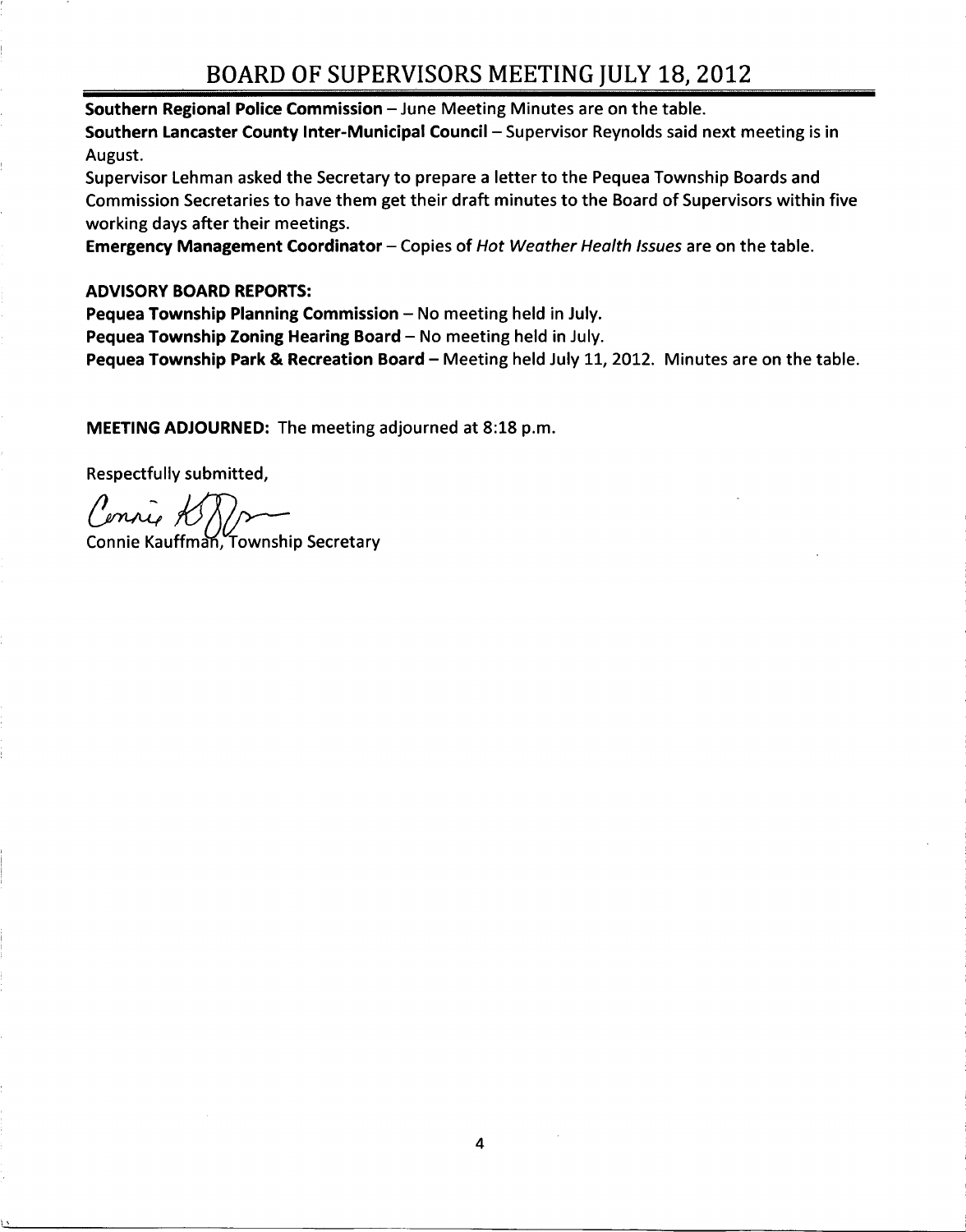**Southern Regional Police Commission** – June Meeting Minutes are on the table.

**Southern Lancaster County Inter-Municipal Council** – Supervisor Reynolds said next meeting is in August.

Supervisor Lehman asked the Secretary to prepare a letter to the Pequea Township Boards and Commission Secretaries to have them get their draft minutes to the Board of Supervisors within five working days after their meetings.

**Emergency Management Coordinator** – Copies of *Hot Weather Health Issues* are on the table.

**ADVISORY BOARD REPORTS:**

**Pequea Township Planning Commission** – No meeting held in July.

**Pequea Township Zoning Hearing Board** – No meeting held in July.

**Pequea Township Park & Recreation Board** – Meeting held July 11, 2012. Minutes are on the table.

**MEETING ADJOURNED:** The meeting adjourned at 8:18 p.m.

Respectfully submitted,

Connie Kauffman, Township Secretary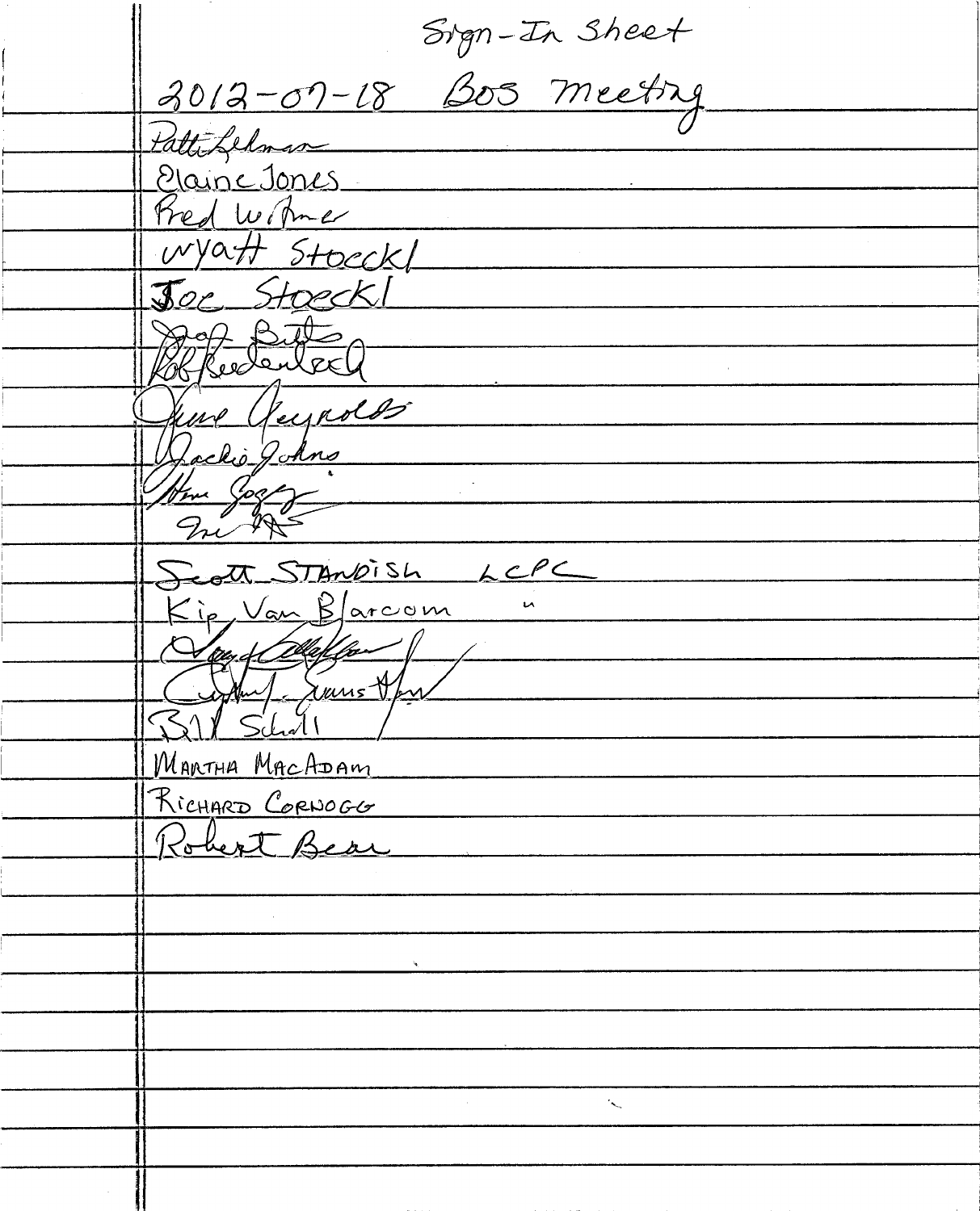# Sign-In Sheet

## 2012-07-18 BOS Meeting

Patti Lelman
Elaine Jones
Fred Witmer
Wyatt Stoeckl
Joe Stoeckl
Jean Butts
Rob Reidenbach
June Reynolds
Jackie Johns
Steve Sogg
Ike [illegible]
Scott STANDISH LCPC
Kip Van Blarcom "
[illegible signature]
[illegible] Evans [illegible]
Bill Schall
MARTHA MACADAM
RICHARD CORNOGG
Robert Bear